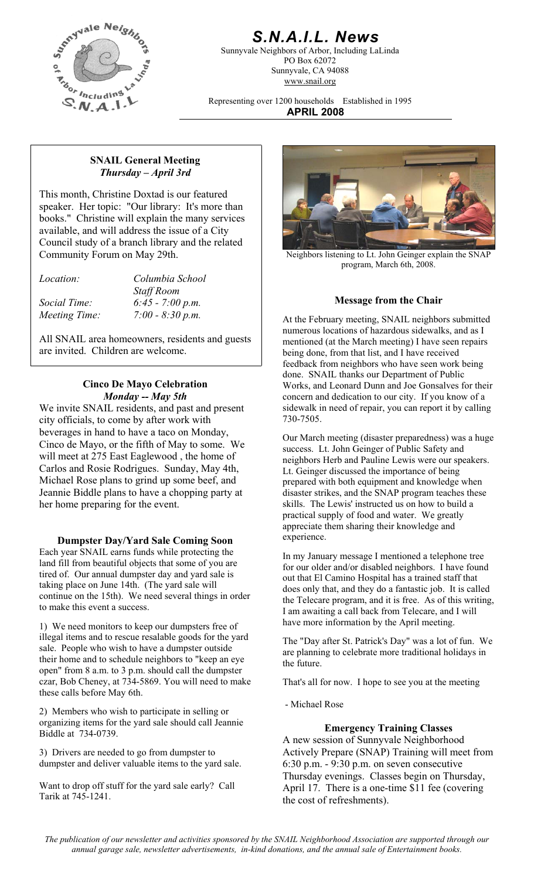# S.N.A.I.L. News

Sunnyvale Neighbors of Arbor, Including LaLinda
PO Box 62072
Sunnyvale, CA 94088
www.snail.org

Representing over 1200 households Established in 1995

**APRIL 2008**

## SNAIL General Meeting

***Thursday – April 3rd***

This month, Christine Doxtad is our featured speaker. Her topic: "Our library: It's more than books." Christine will explain the many services available, and will address the issue of a City Council study of a branch library and the related Community Forum on May 29th.

| | |
|---|---|
| *Location:* | *Columbia School Staff Room* |
| *Social Time:* | *6:45 - 7:00 p.m.* |
| *Meeting Time:* | *7:00 - 8:30 p.m.* |

All SNAIL area homeowners, residents and guests are invited. Children are welcome.

## Cinco De Mayo Celebration

***Monday -- May 5th***

We invite SNAIL residents, and past and present city officials, to come by after work with beverages in hand to have a taco on Monday, Cinco de Mayo, or the fifth of May to some. We will meet at 275 East Eaglewood , the home of Carlos and Rosie Rodrigues. Sunday, May 4th, Michael Rose plans to grind up some beef, and Jeannie Biddle plans to have a chopping party at her home preparing for the event.

## Dumpster Day/Yard Sale Coming Soon

Each year SNAIL earns funds while protecting the land fill from beautiful objects that some of you are tired of. Our annual dumpster day and yard sale is taking place on June 14th. (The yard sale will continue on the 15th). We need several things in order to make this event a success.

1) We need monitors to keep our dumpsters free of illegal items and to rescue resalable goods for the yard sale. People who wish to have a dumpster outside their home and to schedule neighbors to "keep an eye open" from 8 a.m. to 3 p.m. should call the dumpster czar, Bob Cheney, at 734-5869. You will need to make these calls before May 6th.

2) Members who wish to participate in selling or organizing items for the yard sale should call Jeannie Biddle at 734-0739.

3) Drivers are needed to go from dumpster to dumpster and deliver valuable items to the yard sale.

Want to drop off stuff for the yard sale early? Call Tarik at 745-1241.

Neighbors listening to Lt. John Geinger explain the SNAP program, March 6th, 2008.

## Message from the Chair

At the February meeting, SNAIL neighbors submitted numerous locations of hazardous sidewalks, and as I mentioned (at the March meeting) I have seen repairs being done, from that list, and I have received feedback from neighbors who have seen work being done. SNAIL thanks our Department of Public Works, and Leonard Dunn and Joe Gonsalves for their concern and dedication to our city. If you know of a sidewalk in need of repair, you can report it by calling 730-7505.

Our March meeting (disaster preparedness) was a huge success. Lt. John Geinger of Public Safety and neighbors Herb and Pauline Lewis were our speakers. Lt. Geinger discussed the importance of being prepared with both equipment and knowledge when disaster strikes, and the SNAP program teaches these skills. The Lewis' instructed us on how to build a practical supply of food and water. We greatly appreciate them sharing their knowledge and experience.

In my January message I mentioned a telephone tree for our older and/or disabled neighbors. I have found out that El Camino Hospital has a trained staff that does only that, and they do a fantastic job. It is called the Telecare program, and it is free. As of this writing, I am awaiting a call back from Telecare, and I will have more information by the April meeting.

The "Day after St. Patrick's Day" was a lot of fun. We are planning to celebrate more traditional holidays in the future.

That's all for now. I hope to see you at the meeting

- Michael Rose

## Emergency Training Classes

A new session of Sunnyvale Neighborhood Actively Prepare (SNAP) Training will meet from 6:30 p.m. - 9:30 p.m. on seven consecutive Thursday evenings. Classes begin on Thursday, April 17. There is a one-time $11 fee (covering the cost of refreshments).

*The publication of our newsletter and activities sponsored by the SNAIL Neighborhood Association are supported through our annual garage sale, newsletter advertisements, in-kind donations, and the annual sale of Entertainment books.*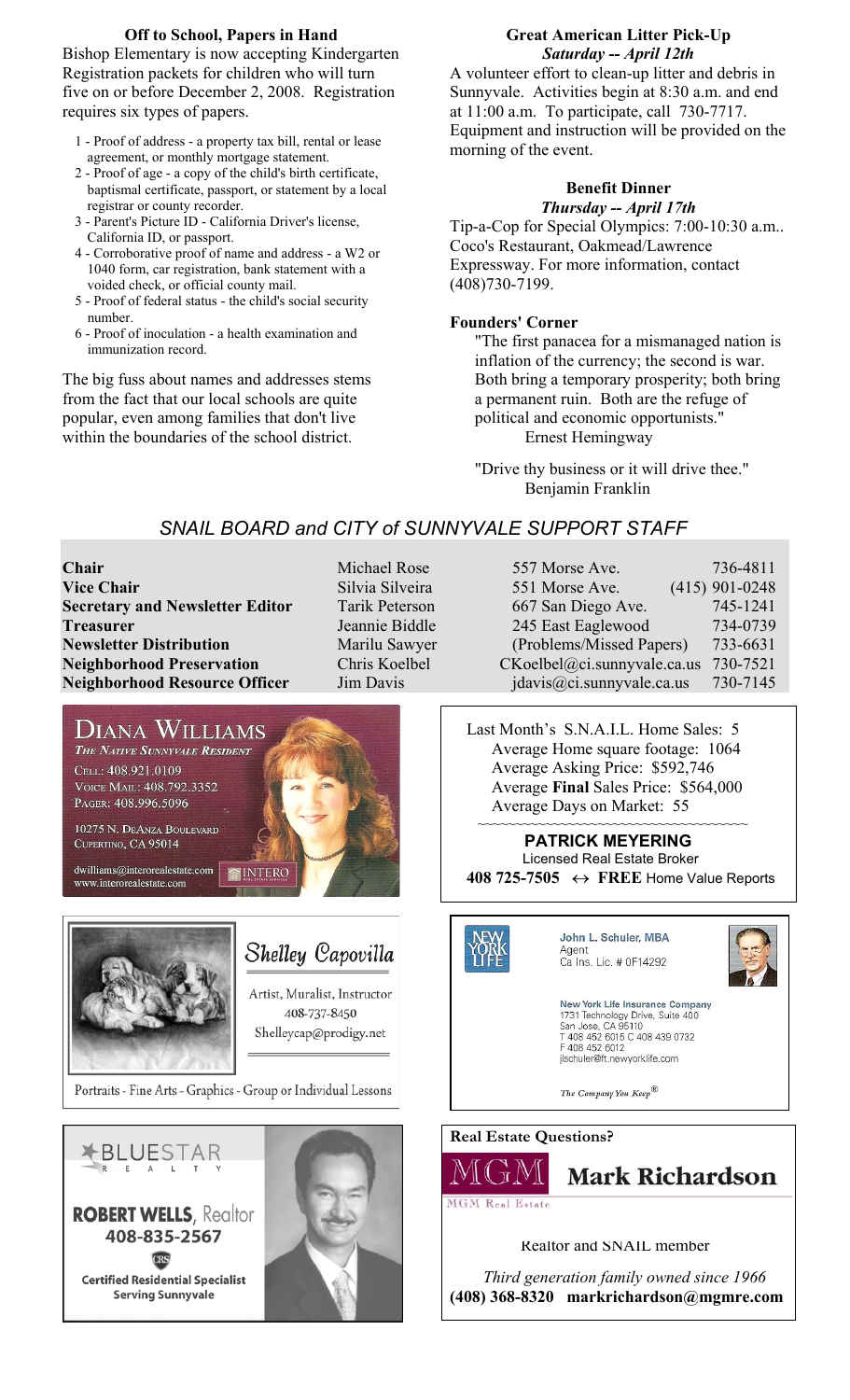### Off to School, Papers in Hand

Bishop Elementary is now accepting Kindergarten Registration packets for children who will turn five on or before December 2, 2008. Registration requires six types of papers.

1. Proof of address - a property tax bill, rental or lease agreement, or monthly mortgage statement.
2. Proof of age - a copy of the child's birth certificate, baptismal certificate, passport, or statement by a local registrar or county recorder.
3. Parent's Picture ID - California Driver's license, California ID, or passport.
4. Corroborative proof of name and address - a W2 or 1040 form, car registration, bank statement with a voided check, or official county mail.
5. Proof of federal status - the child's social security number.
6. Proof of inoculation - a health examination and immunization record.

The big fuss about names and addresses stems from the fact that our local schools are quite popular, even among families that don't live within the boundaries of the school district.

### Great American Litter Pick-Up
***Saturday -- April 12th***

A volunteer effort to clean-up litter and debris in Sunnyvale. Activities begin at 8:30 a.m. and end at 11:00 a.m. To participate, call 730-7717. Equipment and instruction will be provided on the morning of the event.

### Benefit Dinner
***Thursday -- April 17th***

Tip-a-Cop for Special Olympics: 7:00-10:30 a.m.. Coco's Restaurant, Oakmead/Lawrence Expressway. For more information, contact (408)730-7199.

### Founders' Corner

"The first panacea for a mismanaged nation is inflation of the currency; the second is war. Both bring a temporary prosperity; both bring a permanent ruin. Both are the refuge of political and economic opportunists."
Ernest Hemingway

"Drive thy business or it will drive thee."
Benjamin Franklin

## *SNAIL BOARD and CITY of SUNNYVALE SUPPORT STAFF*

| | | | |
|---|---|---|---|
| **Chair** | Michael Rose | 557 Morse Ave. | 736-4811 |
| **Vice Chair** | Silvia Silveira | 551 Morse Ave. | (415) 901-0248 |
| **Secretary and Newsletter Editor** | Tarik Peterson | 667 San Diego Ave. | 745-1241 |
| **Treasurer** | Jeannie Biddle | 245 East Eaglewood | 734-0739 |
| **Newsletter Distribution** | Marilu Sawyer | (Problems/Missed Papers) | 733-6631 |
| **Neighborhood Preservation** | Chris Koelbel | CKoelbel@ci.sunnyvale.ca.us | 730-7521 |
| **Neighborhood Resource Officer** | Jim Davis | jdavis@ci.sunnyvale.ca.us | 730-7145 |

DIANA WILLIAMS
*THE NATIVE SUNNYVALE RESIDENT*
CELL: 408.921.0109
VOICE MAIL: 408.792.3352
PAGER: 408.996.5096
10275 N. DEANZA BOULEVARD
CUPERTINO, CA 95014
dwilliams@interorealestate.com
www.interorealestate.com
INTERO

Last Month's S.N.A.I.L. Home Sales: 5
Average Home square footage: 1064
Average Asking Price: $592,746
Average **Final** Sales Price: $564,000
Average Days on Market: 55

**PATRICK MEYERING**
Licensed Real Estate Broker
**408 725-7505** ↔ **FREE** Home Value Reports

*Shelley Capovilla*
Artist, Muralist, Instructor
408-737-8450
Shelleycap@prodigy.net
Portraits - Fine Arts - Graphics - Group or Individual Lessons

NEW YORK LIFE
John L. Schuler, MBA
Agent
Ca Ins. Lic. # 0F14292
New York Life Insurance Company
1731 Technology Drive, Suite 400
San Jose, CA 95110
T 408 452 6015 C 408 439 0732
F 408 452 6012
jlschuler@ft.newyorklife.com
*The Company You Keep®*

BLUESTAR REALTY
**ROBERT WELLS**, Realtor
**408-835-2567**
CRS
**Certified Residential Specialist**
**Serving Sunnyvale**

**Real Estate Questions?**
MGM **Mark Richardson**
MGM Real Estate
Realtor and SNAIL member
*Third generation family owned since 1966*
**(408) 368-8320 markrichardson@mgmre.com**